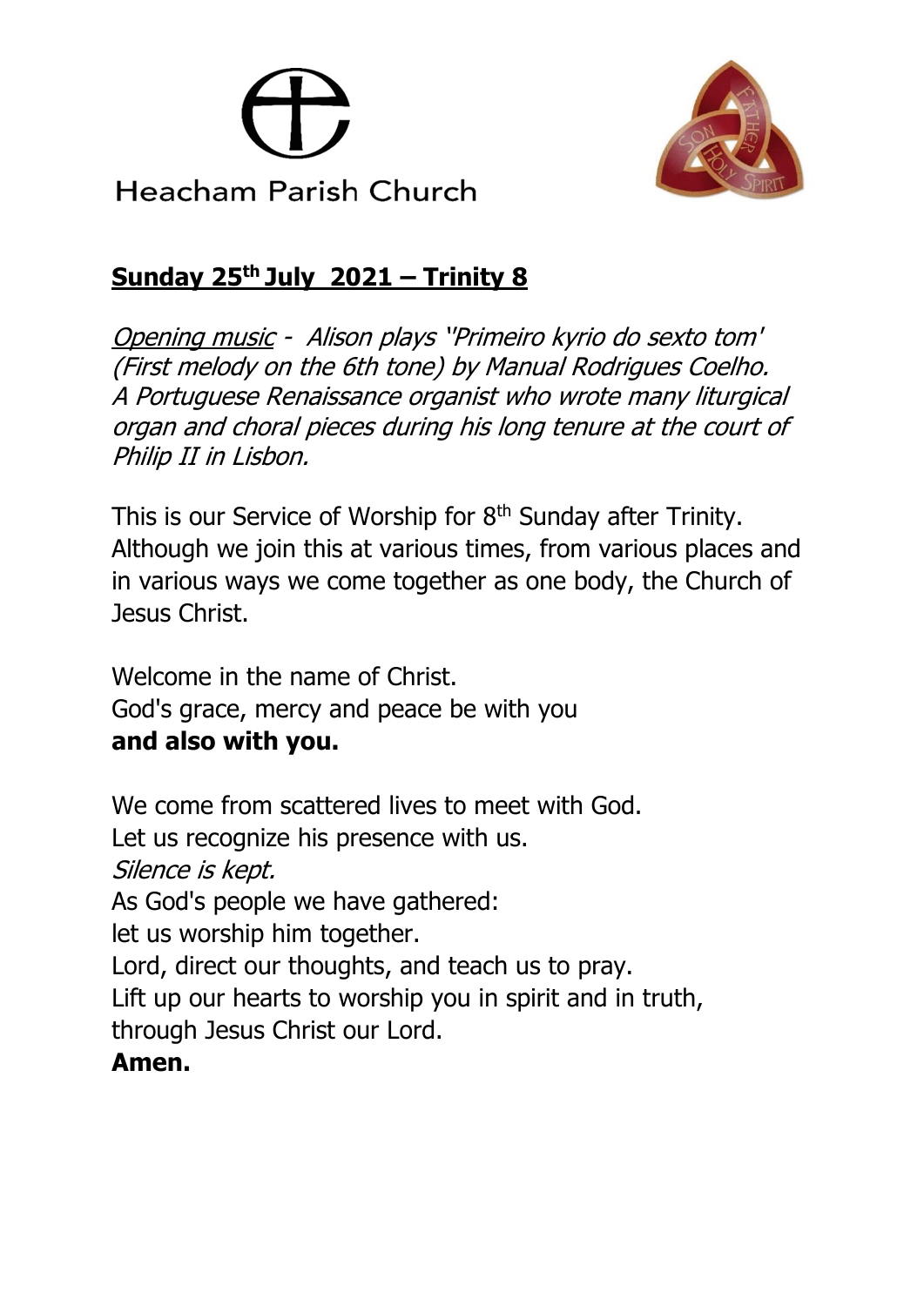Heacham Parish Church

## **Sunday 25th July 2021 – Trinity 8**

*Opening music - Alison plays ''Primeiro kyrio do sexto tom' (First melody on the 6th tone) by Manual Rodrigues Coelho. A Portuguese Renaissance organist who wrote many liturgical organ and choral pieces during his long tenure at the court of Philip II in Lisbon.*

This is our Service of Worship for 8th Sunday after Trinity. Although we join this at various times, from various places and in various ways we come together as one body, the Church of Jesus Christ.

Welcome in the name of Christ.
God's grace, mercy and peace be with you
**and also with you.**

We come from scattered lives to meet with God.
Let us recognize his presence with us.
*Silence is kept.*
As God's people we have gathered:
let us worship him together.
Lord, direct our thoughts, and teach us to pray.
Lift up our hearts to worship you in spirit and in truth,
through Jesus Christ our Lord.
**Amen.**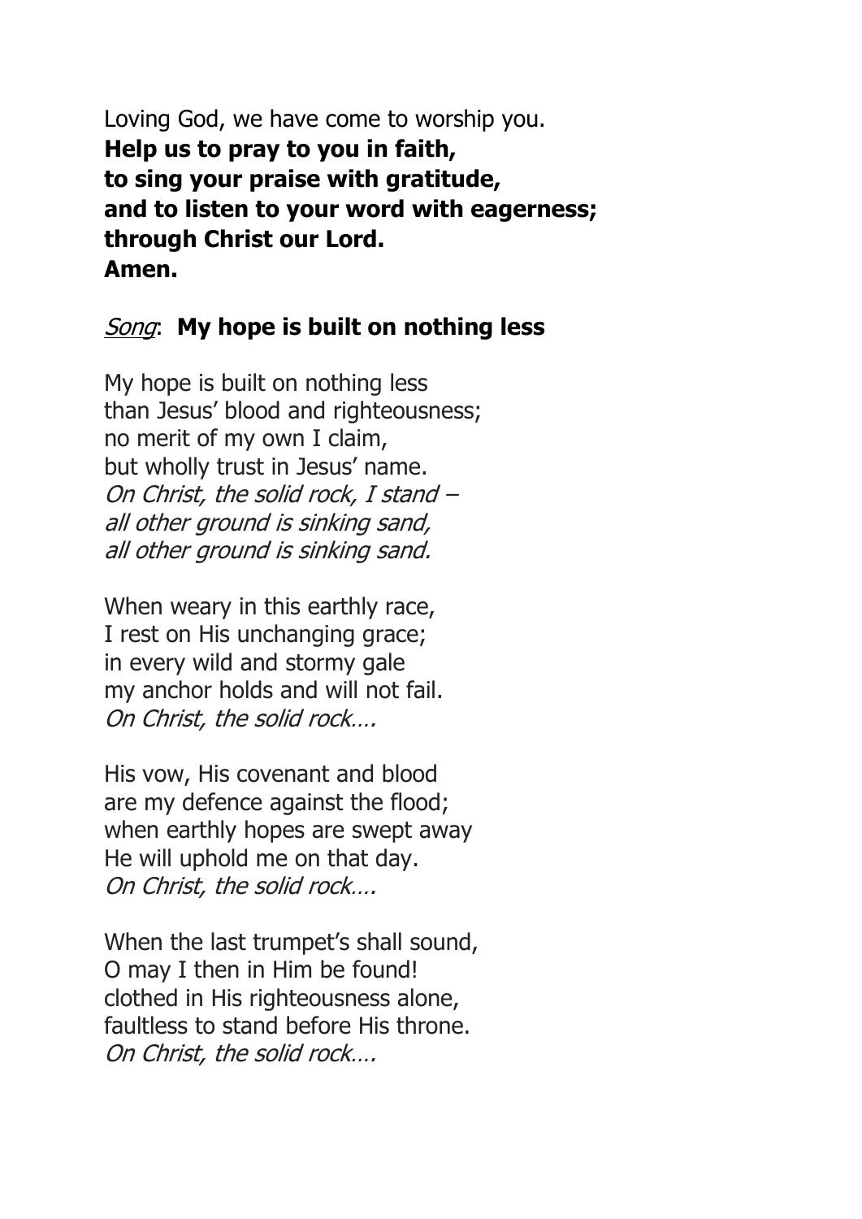Loving God, we have come to worship you.
**Help us to pray to you in faith,**
**to sing your praise with gratitude,**
**and to listen to your word with eagerness;**
**through Christ our Lord.**
**Amen.**

*Song*: **My hope is built on nothing less**

My hope is built on nothing less
than Jesus' blood and righteousness;
no merit of my own I claim,
but wholly trust in Jesus' name.
*On Christ, the solid rock, I stand –*
*all other ground is sinking sand,*
*all other ground is sinking sand.*

When weary in this earthly race,
I rest on His unchanging grace;
in every wild and stormy gale
my anchor holds and will not fail.
*On Christ, the solid rock….*

His vow, His covenant and blood
are my defence against the flood;
when earthly hopes are swept away
He will uphold me on that day.
*On Christ, the solid rock….*

When the last trumpet's shall sound,
O may I then in Him be found!
clothed in His righteousness alone,
faultless to stand before His throne.
*On Christ, the solid rock….*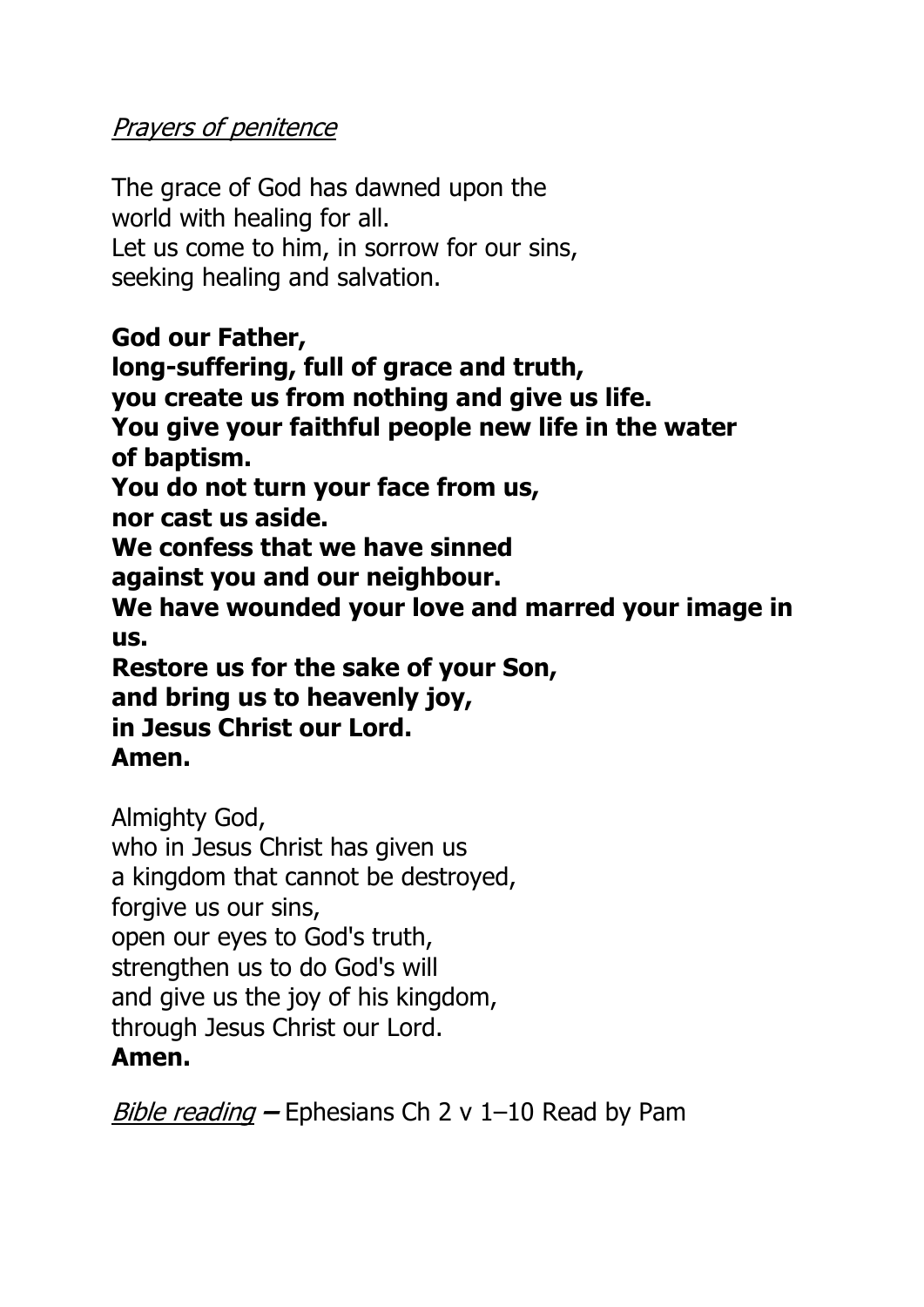*Prayers of penitence*

The grace of God has dawned upon the
world with healing for all.
Let us come to him, in sorrow for our sins,
seeking healing and salvation.

**God our Father,**
**long-suffering, full of grace and truth,**
**you create us from nothing and give us life.**
**You give your faithful people new life in the water of baptism.**
**You do not turn your face from us,**
**nor cast us aside.**
**We confess that we have sinned**
**against you and our neighbour.**
**We have wounded your love and marred your image in us.**
**Restore us for the sake of your Son,**
**and bring us to heavenly joy,**
**in Jesus Christ our Lord.**
**Amen.**

Almighty God,
who in Jesus Christ has given us
a kingdom that cannot be destroyed,
forgive us our sins,
open our eyes to God's truth,
strengthen us to do God's will
and give us the joy of his kingdom,
through Jesus Christ our Lord.
**Amen.**

*Bible reading* **–** Ephesians Ch 2 v 1–10 Read by Pam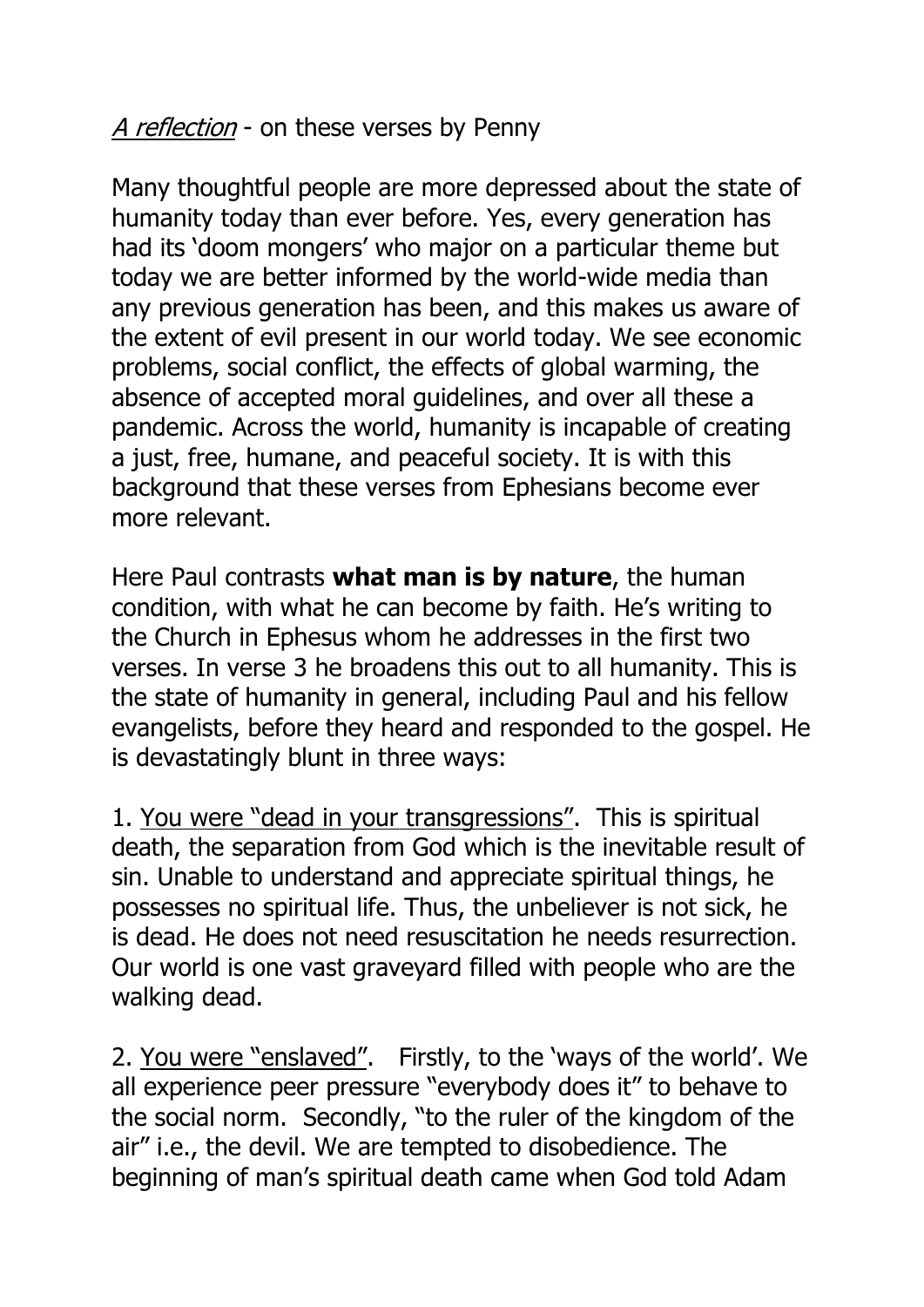*A reflection* - on these verses by Penny

Many thoughtful people are more depressed about the state of humanity today than ever before. Yes, every generation has had its 'doom mongers' who major on a particular theme but today we are better informed by the world-wide media than any previous generation has been, and this makes us aware of the extent of evil present in our world today. We see economic problems, social conflict, the effects of global warming, the absence of accepted moral guidelines, and over all these a pandemic. Across the world, humanity is incapable of creating a just, free, humane, and peaceful society. It is with this background that these verses from Ephesians become ever more relevant.

Here Paul contrasts **what man is by nature**, the human condition, with what he can become by faith. He's writing to the Church in Ephesus whom he addresses in the first two verses. In verse 3 he broadens this out to all humanity. This is the state of humanity in general, including Paul and his fellow evangelists, before they heard and responded to the gospel. He is devastatingly blunt in three ways:

1. <u>You were "dead in your transgressions"</u>. This is spiritual death, the separation from God which is the inevitable result of sin. Unable to understand and appreciate spiritual things, he possesses no spiritual life. Thus, the unbeliever is not sick, he is dead. He does not need resuscitation he needs resurrection. Our world is one vast graveyard filled with people who are the walking dead.

2. <u>You were "enslaved"</u>. Firstly, to the 'ways of the world'. We all experience peer pressure "everybody does it" to behave to the social norm. Secondly, "to the ruler of the kingdom of the air" i.e., the devil. We are tempted to disobedience. The beginning of man's spiritual death came when God told Adam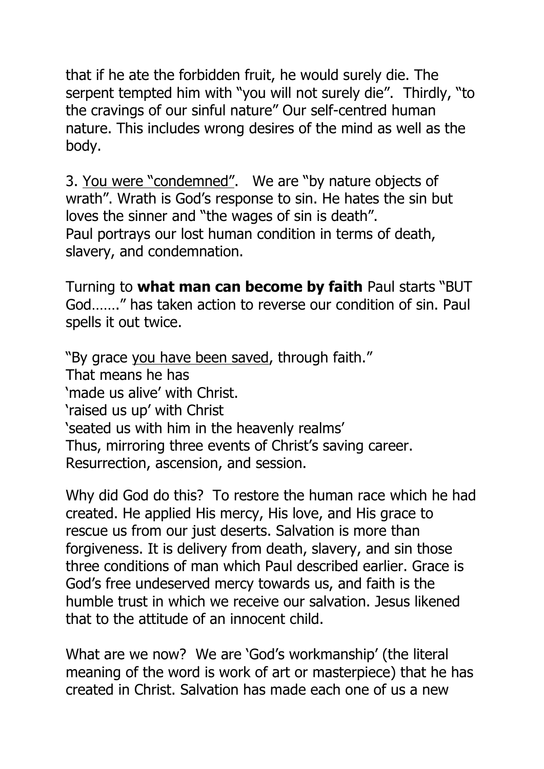that if he ate the forbidden fruit, he would surely die. The serpent tempted him with "you will not surely die". Thirdly, "to the cravings of our sinful nature" Our self-centred human nature. This includes wrong desires of the mind as well as the body.

3. <u>You were "condemned"</u>. We are "by nature objects of wrath". Wrath is God's response to sin. He hates the sin but loves the sinner and "the wages of sin is death".
Paul portrays our lost human condition in terms of death, slavery, and condemnation.

Turning to **what man can become by faith** Paul starts "BUT God……." has taken action to reverse our condition of sin. Paul spells it out twice.

"By grace <u>you have been saved</u>, through faith."
That means he has
'made us alive' with Christ.
'raised us up' with Christ
'seated us with him in the heavenly realms'
Thus, mirroring three events of Christ's saving career.
Resurrection, ascension, and session.

Why did God do this? To restore the human race which he had created. He applied His mercy, His love, and His grace to rescue us from our just deserts. Salvation is more than forgiveness. It is delivery from death, slavery, and sin those three conditions of man which Paul described earlier. Grace is God's free undeserved mercy towards us, and faith is the humble trust in which we receive our salvation. Jesus likened that to the attitude of an innocent child.

What are we now? We are 'God's workmanship' (the literal meaning of the word is work of art or masterpiece) that he has created in Christ. Salvation has made each one of us a new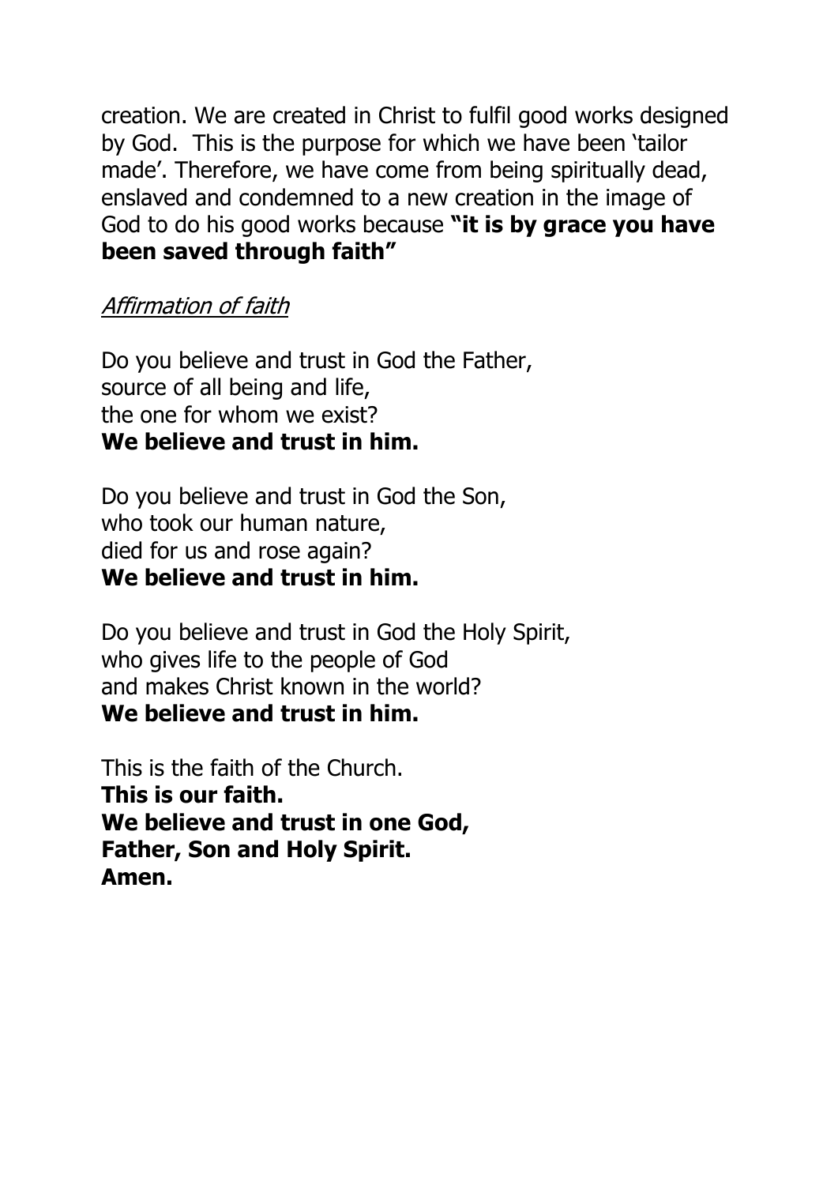creation. We are created in Christ to fulfil good works designed by God. This is the purpose for which we have been 'tailor made'. Therefore, we have come from being spiritually dead, enslaved and condemned to a new creation in the image of God to do his good works because **"it is by grace you have been saved through faith"**

<u>*Affirmation of faith*</u>

Do you believe and trust in God the Father,
source of all being and life,
the one for whom we exist?
**We believe and trust in him.**

Do you believe and trust in God the Son,
who took our human nature,
died for us and rose again?
**We believe and trust in him.**

Do you believe and trust in God the Holy Spirit,
who gives life to the people of God
and makes Christ known in the world?
**We believe and trust in him.**

This is the faith of the Church.
**This is our faith.**
**We believe and trust in one God,**
**Father, Son and Holy Spirit.**
**Amen.**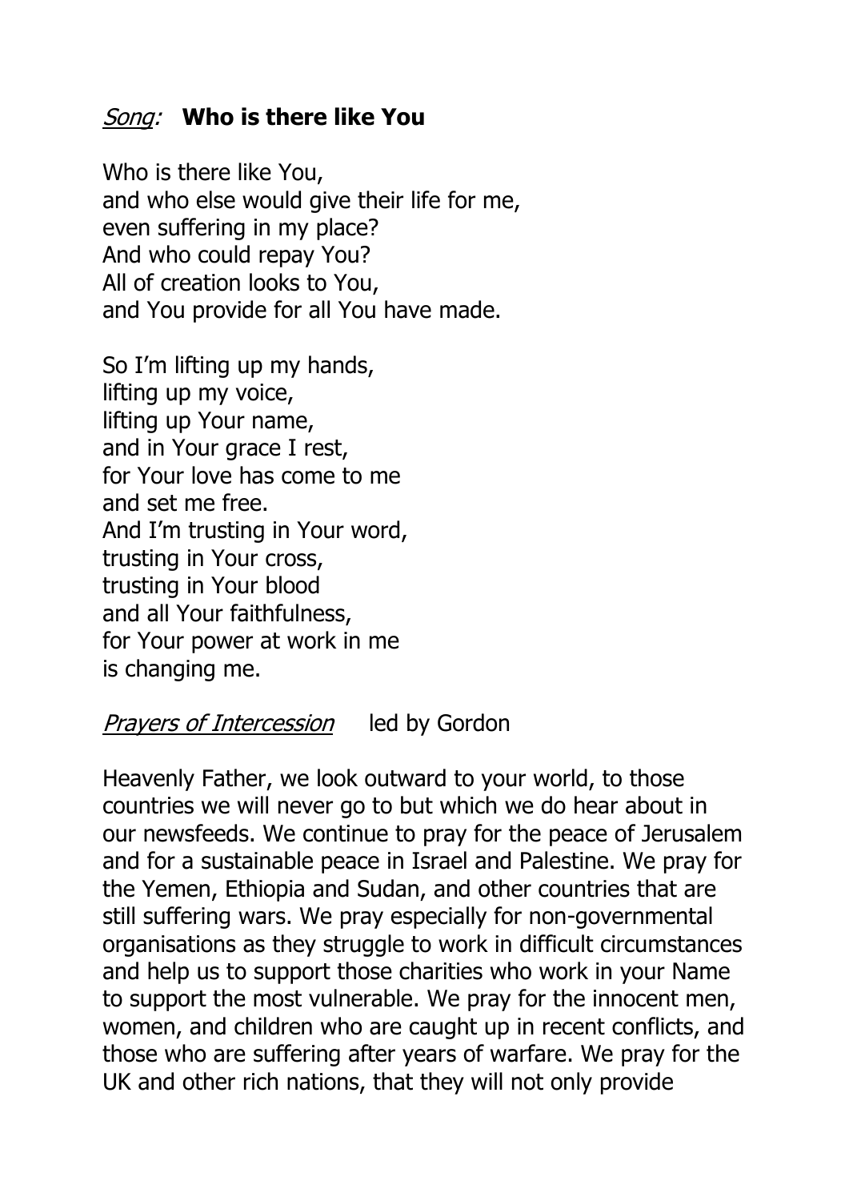*Song:* **Who is there like You**

Who is there like You,
and who else would give their life for me,
even suffering in my place?
And who could repay You?
All of creation looks to You,
and You provide for all You have made.

So I'm lifting up my hands,
lifting up my voice,
lifting up Your name,
and in Your grace I rest,
for Your love has come to me
and set me free.
And I'm trusting in Your word,
trusting in Your cross,
trusting in Your blood
and all Your faithfulness,
for Your power at work in me
is changing me.

*Prayers of Intercession* led by Gordon

Heavenly Father, we look outward to your world, to those countries we will never go to but which we do hear about in our newsfeeds. We continue to pray for the peace of Jerusalem and for a sustainable peace in Israel and Palestine. We pray for the Yemen, Ethiopia and Sudan, and other countries that are still suffering wars. We pray especially for non-governmental organisations as they struggle to work in difficult circumstances and help us to support those charities who work in your Name to support the most vulnerable. We pray for the innocent men, women, and children who are caught up in recent conflicts, and those who are suffering after years of warfare. We pray for the UK and other rich nations, that they will not only provide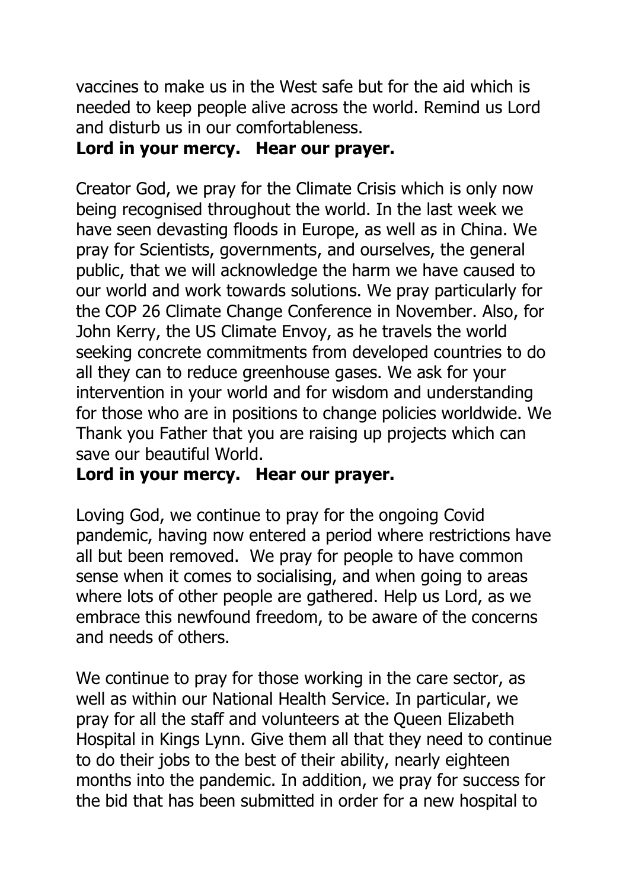vaccines to make us in the West safe but for the aid which is needed to keep people alive across the world. Remind us Lord and disturb us in our comfortableness.
**Lord in your mercy.   Hear our prayer.**

Creator God, we pray for the Climate Crisis which is only now being recognised throughout the world. In the last week we have seen devasting floods in Europe, as well as in China. We pray for Scientists, governments, and ourselves, the general public, that we will acknowledge the harm we have caused to our world and work towards solutions. We pray particularly for the COP 26 Climate Change Conference in November. Also, for John Kerry, the US Climate Envoy, as he travels the world seeking concrete commitments from developed countries to do all they can to reduce greenhouse gases. We ask for your intervention in your world and for wisdom and understanding for those who are in positions to change policies worldwide. We Thank you Father that you are raising up projects which can save our beautiful World.
**Lord in your mercy.   Hear our prayer.**

Loving God, we continue to pray for the ongoing Covid pandemic, having now entered a period where restrictions have all but been removed.  We pray for people to have common sense when it comes to socialising, and when going to areas where lots of other people are gathered. Help us Lord, as we embrace this newfound freedom, to be aware of the concerns and needs of others.

We continue to pray for those working in the care sector, as well as within our National Health Service. In particular, we pray for all the staff and volunteers at the Queen Elizabeth Hospital in Kings Lynn. Give them all that they need to continue to do their jobs to the best of their ability, nearly eighteen months into the pandemic. In addition, we pray for success for the bid that has been submitted in order for a new hospital to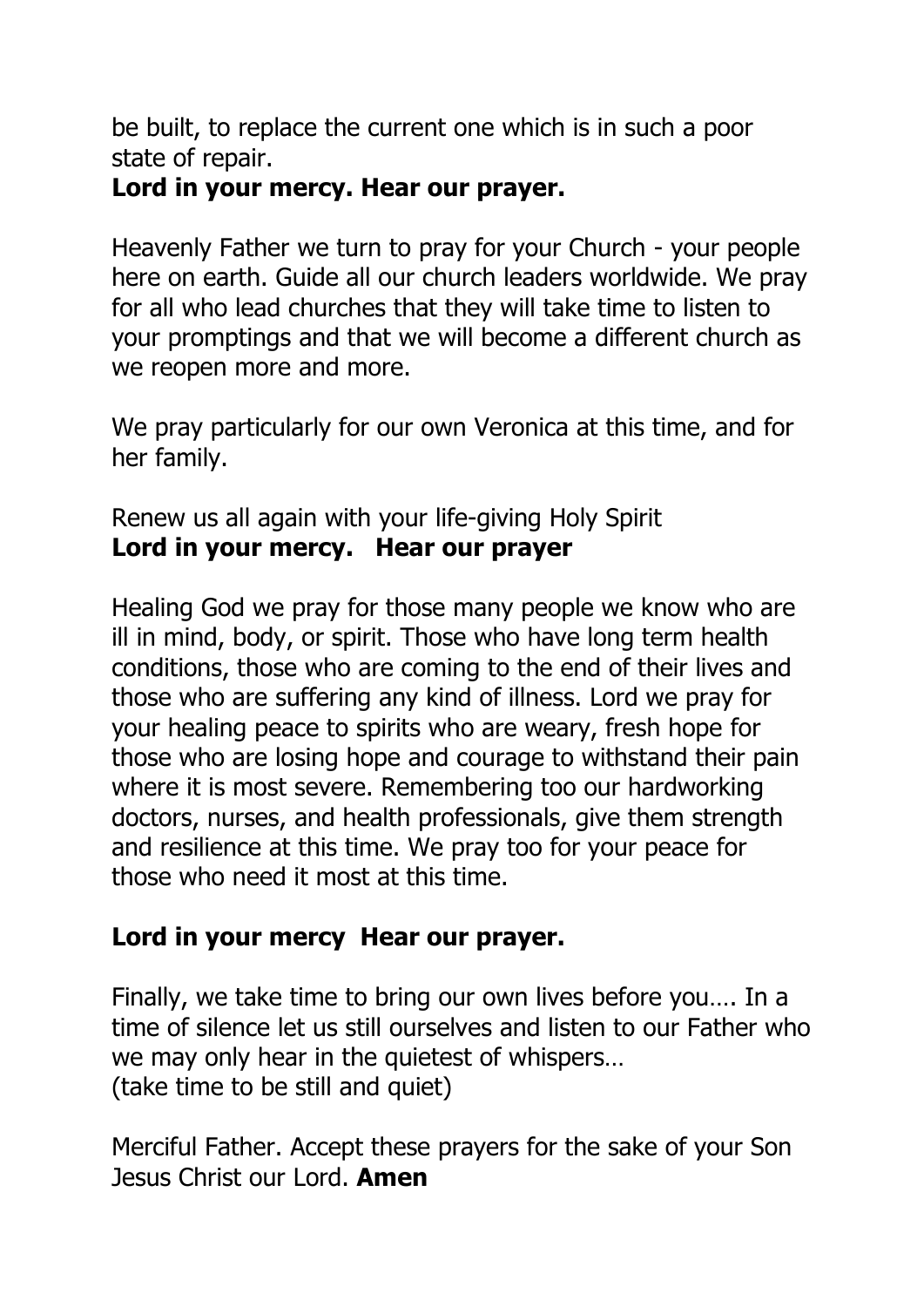be built, to replace the current one which is in such a poor state of repair.
**Lord in your mercy. Hear our prayer.**

Heavenly Father we turn to pray for your Church - your people here on earth. Guide all our church leaders worldwide. We pray for all who lead churches that they will take time to listen to your promptings and that we will become a different church as we reopen more and more.

We pray particularly for our own Veronica at this time, and for her family.

Renew us all again with your life-giving Holy Spirit
**Lord in your mercy. Hear our prayer**

Healing God we pray for those many people we know who are ill in mind, body, or spirit. Those who have long term health conditions, those who are coming to the end of their lives and those who are suffering any kind of illness. Lord we pray for your healing peace to spirits who are weary, fresh hope for those who are losing hope and courage to withstand their pain where it is most severe. Remembering too our hardworking doctors, nurses, and health professionals, give them strength and resilience at this time. We pray too for your peace for those who need it most at this time.

**Lord in your mercy Hear our prayer.**

Finally, we take time to bring our own lives before you…. In a time of silence let us still ourselves and listen to our Father who we may only hear in the quietest of whispers…
(take time to be still and quiet)

Merciful Father. Accept these prayers for the sake of your Son Jesus Christ our Lord. **Amen**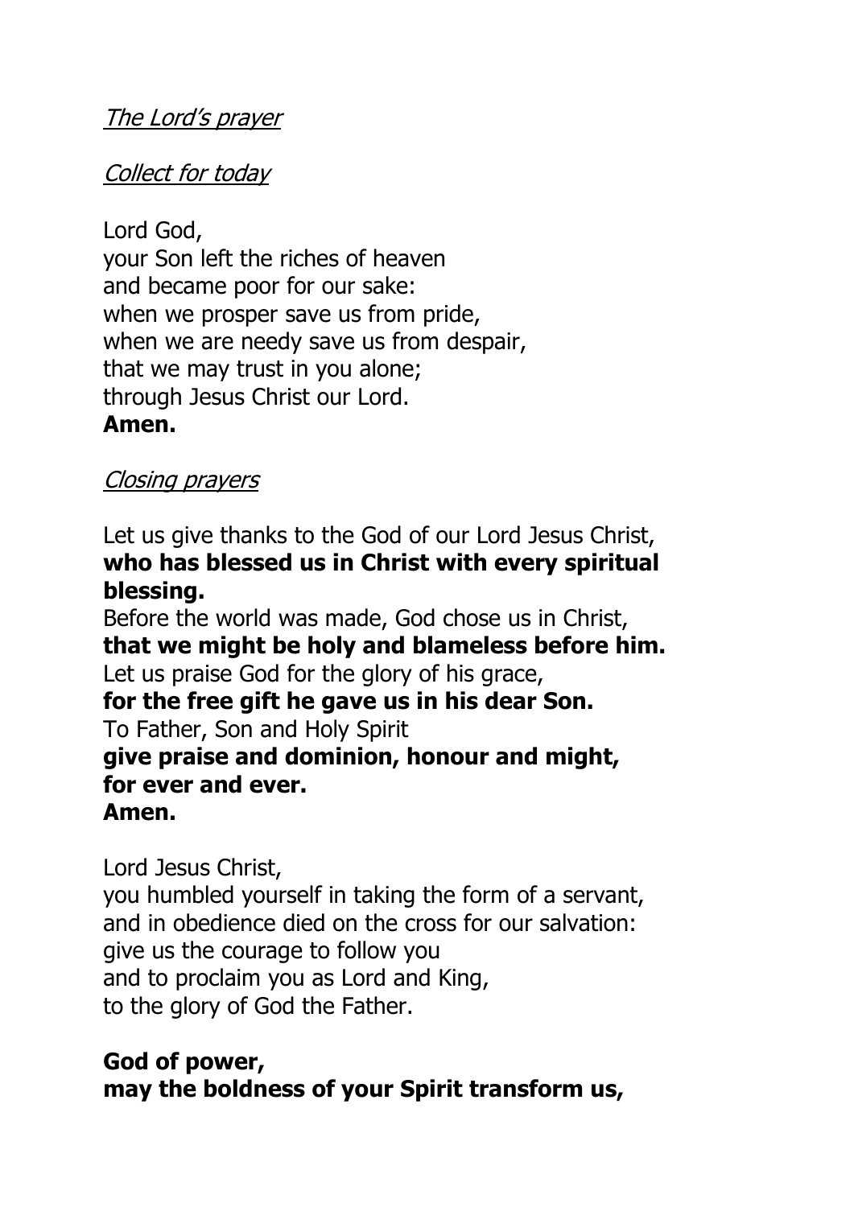*The Lord's prayer*

*Collect for today*

Lord God,
your Son left the riches of heaven
and became poor for our sake:
when we prosper save us from pride,
when we are needy save us from despair,
that we may trust in you alone;
through Jesus Christ our Lord.
**Amen.**

*Closing prayers*

Let us give thanks to the God of our Lord Jesus Christ,
**who has blessed us in Christ with every spiritual blessing.**
Before the world was made, God chose us in Christ,
**that we might be holy and blameless before him.**
Let us praise God for the glory of his grace,
**for the free gift he gave us in his dear Son.**
To Father, Son and Holy Spirit
**give praise and dominion, honour and might,
for ever and ever.
Amen.**

Lord Jesus Christ,
you humbled yourself in taking the form of a servant,
and in obedience died on the cross for our salvation:
give us the courage to follow you
and to proclaim you as Lord and King,
to the glory of God the Father.

**God of power,
may the boldness of your Spirit transform us,**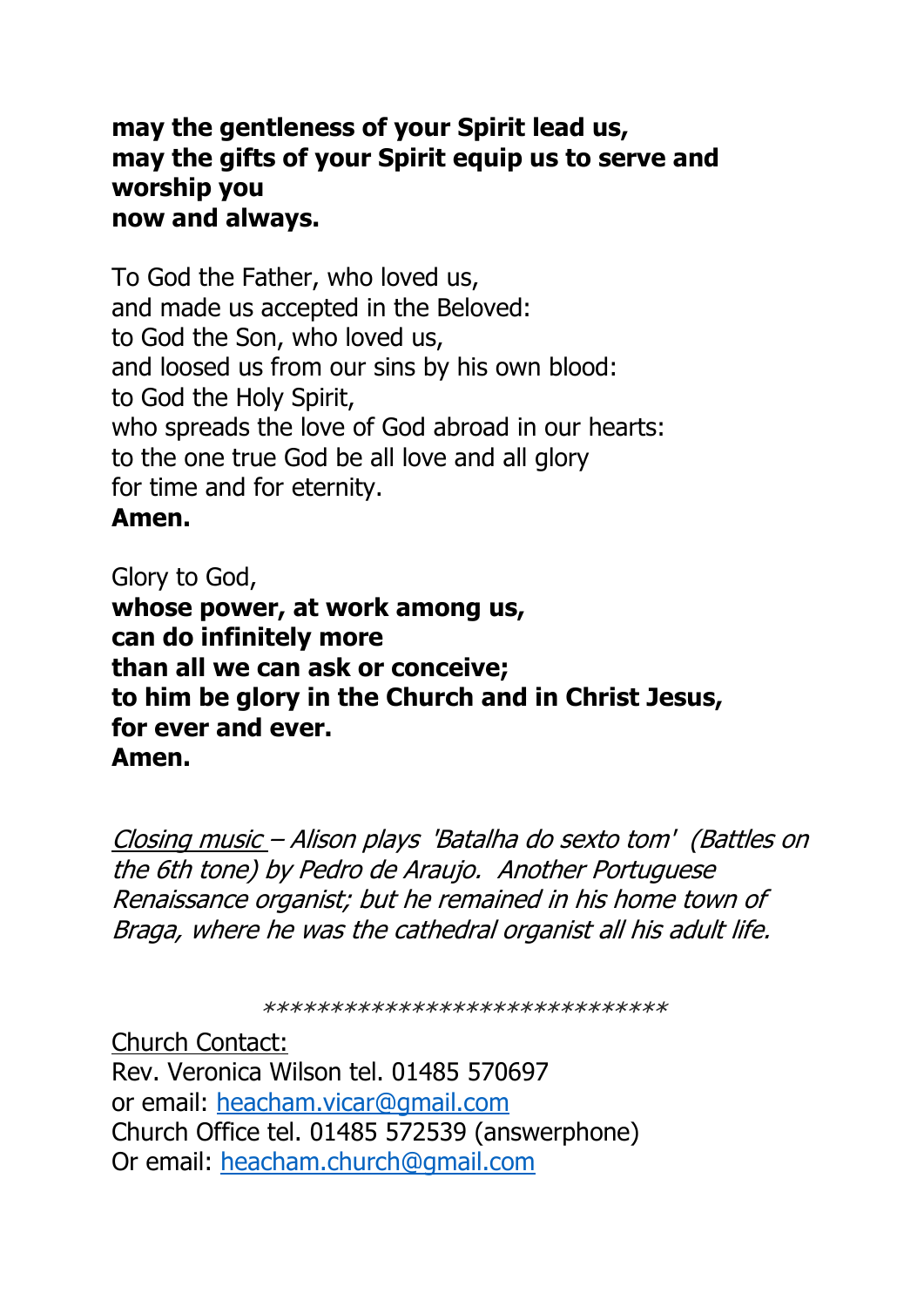**may the gentleness of your Spirit lead us,**
**may the gifts of your Spirit equip us to serve and worship you**
**now and always.**

To God the Father, who loved us,
and made us accepted in the Beloved:
to God the Son, who loved us,
and loosed us from our sins by his own blood:
to God the Holy Spirit,
who spreads the love of God abroad in our hearts:
to the one true God be all love and all glory
for time and for eternity.
**Amen.**

Glory to God,
**whose power, at work among us,**
**can do infinitely more**
**than all we can ask or conceive;**
**to him be glory in the Church and in Christ Jesus,**
**for ever and ever.**
**Amen.**

*<u>Closing music</u> – Alison plays 'Batalha do sexto tom' (Battles on the 6th tone) by Pedro de Araujo. Another Portuguese Renaissance organist; but he remained in his home town of Braga, where he was the cathedral organist all his adult life.*

******************************

<u>Church Contact:</u>
Rev. Veronica Wilson tel. 01485 570697
or email: heacham.vicar@gmail.com
Church Office tel. 01485 572539 (answerphone)
Or email: heacham.church@gmail.com